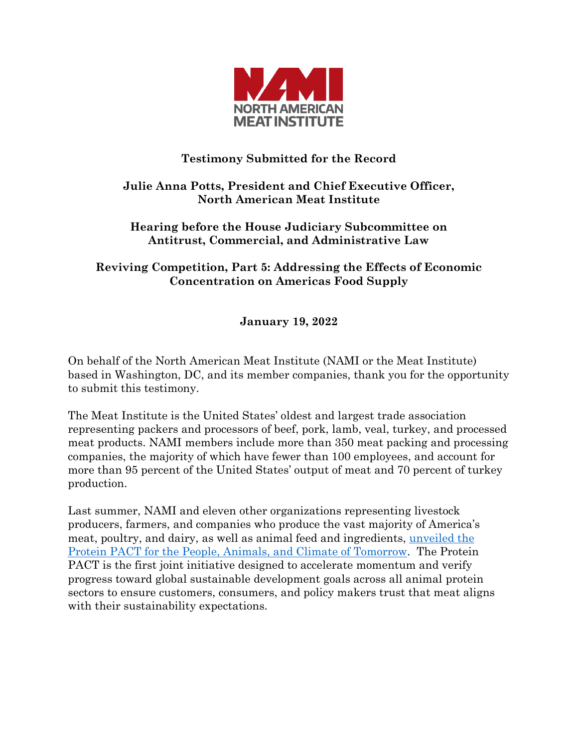**NORTH AMERICAN MEAT INSTITUTE**

**Testimony Submitted for the Record**

**Julie Anna Potts, President and Chief Executive Officer, North American Meat Institute**

**Hearing before the House Judiciary Subcommittee on Antitrust, Commercial, and Administrative Law**

**Reviving Competition, Part 5: Addressing the Effects of Economic Concentration on Americas Food Supply**

**January 19, 2022**

On behalf of the North American Meat Institute (NAMI or the Meat Institute) based in Washington, DC, and its member companies, thank you for the opportunity to submit this testimony.

The Meat Institute is the United States' oldest and largest trade association representing packers and processors of beef, pork, lamb, veal, turkey, and processed meat products. NAMI members include more than 350 meat packing and processing companies, the majority of which have fewer than 100 employees, and account for more than 95 percent of the United States' output of meat and 70 percent of turkey production.

Last summer, NAMI and eleven other organizations representing livestock producers, farmers, and companies who produce the vast majority of America's meat, poultry, and dairy, as well as animal feed and ingredients, unveiled the Protein PACT for the People, Animals, and Climate of Tomorrow. The Protein PACT is the first joint initiative designed to accelerate momentum and verify progress toward global sustainable development goals across all animal protein sectors to ensure customers, consumers, and policy makers trust that meat aligns with their sustainability expectations.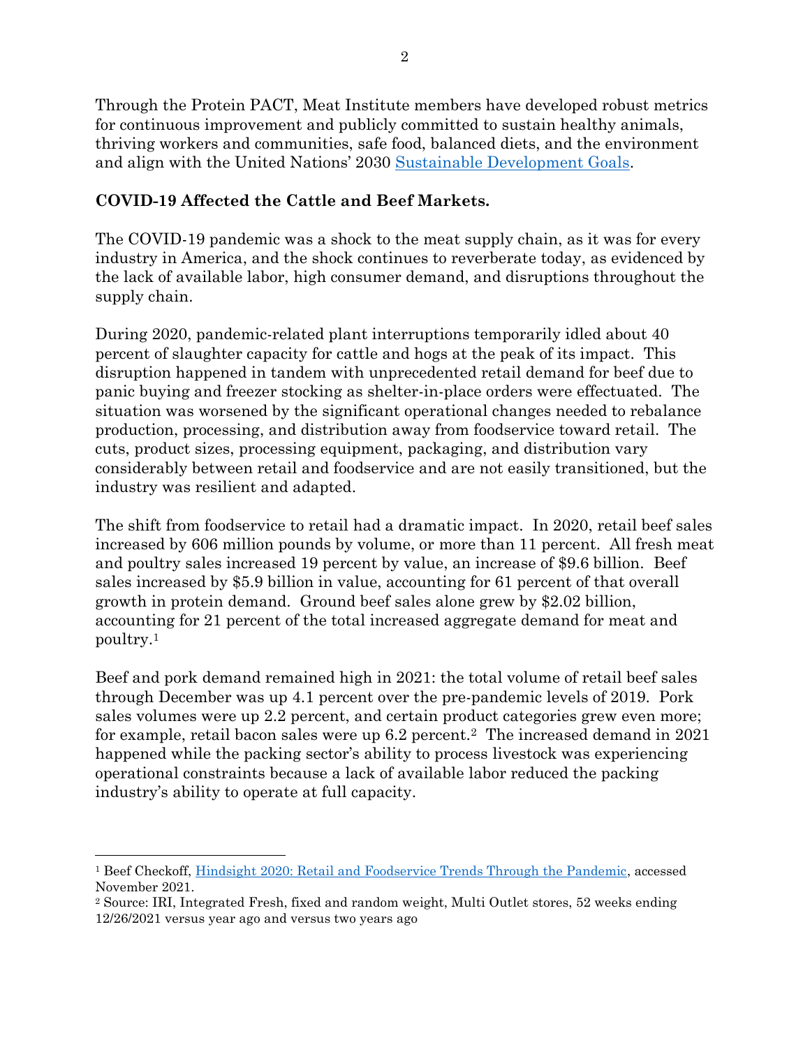Through the Protein PACT, Meat Institute members have developed robust metrics for continuous improvement and publicly committed to sustain healthy animals, thriving workers and communities, safe food, balanced diets, and the environment and align with the United Nations' 2030 [Sustainable Development Goals](#).

**COVID-19 Affected the Cattle and Beef Markets.**

The COVID-19 pandemic was a shock to the meat supply chain, as it was for every industry in America, and the shock continues to reverberate today, as evidenced by the lack of available labor, high consumer demand, and disruptions throughout the supply chain.

During 2020, pandemic-related plant interruptions temporarily idled about 40 percent of slaughter capacity for cattle and hogs at the peak of its impact. This disruption happened in tandem with unprecedented retail demand for beef due to panic buying and freezer stocking as shelter-in-place orders were effectuated. The situation was worsened by the significant operational changes needed to rebalance production, processing, and distribution away from foodservice toward retail. The cuts, product sizes, processing equipment, packaging, and distribution vary considerably between retail and foodservice and are not easily transitioned, but the industry was resilient and adapted.

The shift from foodservice to retail had a dramatic impact. In 2020, retail beef sales increased by 606 million pounds by volume, or more than 11 percent. All fresh meat and poultry sales increased 19 percent by value, an increase of $9.6 billion. Beef sales increased by $5.9 billion in value, accounting for 61 percent of that overall growth in protein demand. Ground beef sales alone grew by $2.02 billion, accounting for 21 percent of the total increased aggregate demand for meat and poultry.[1]

Beef and pork demand remained high in 2021: the total volume of retail beef sales through December was up 4.1 percent over the pre-pandemic levels of 2019. Pork sales volumes were up 2.2 percent, and certain product categories grew even more; for example, retail bacon sales were up 6.2 percent.[2] The increased demand in 2021 happened while the packing sector's ability to process livestock was experiencing operational constraints because a lack of available labor reduced the packing industry's ability to operate at full capacity.

---

[1] Beef Checkoff, [Hindsight 2020: Retail and Foodservice Trends Through the Pandemic](#), accessed November 2021.

[2] Source: IRI, Integrated Fresh, fixed and random weight, Multi Outlet stores, 52 weeks ending 12/26/2021 versus year ago and versus two years ago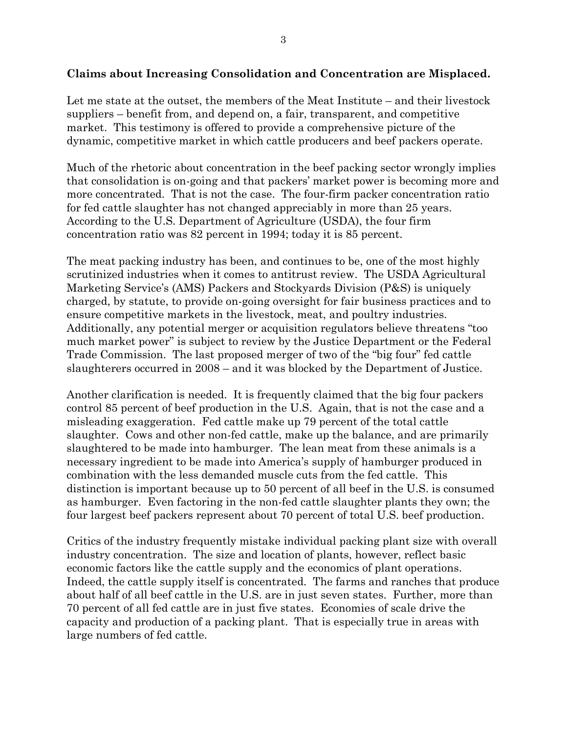**Claims about Increasing Consolidation and Concentration are Misplaced.**

Let me state at the outset, the members of the Meat Institute – and their livestock suppliers – benefit from, and depend on, a fair, transparent, and competitive market. This testimony is offered to provide a comprehensive picture of the dynamic, competitive market in which cattle producers and beef packers operate.

Much of the rhetoric about concentration in the beef packing sector wrongly implies that consolidation is on-going and that packers' market power is becoming more and more concentrated. That is not the case. The four-firm packer concentration ratio for fed cattle slaughter has not changed appreciably in more than 25 years. According to the U.S. Department of Agriculture (USDA), the four firm concentration ratio was 82 percent in 1994; today it is 85 percent.

The meat packing industry has been, and continues to be, one of the most highly scrutinized industries when it comes to antitrust review. The USDA Agricultural Marketing Service's (AMS) Packers and Stockyards Division (P&S) is uniquely charged, by statute, to provide on-going oversight for fair business practices and to ensure competitive markets in the livestock, meat, and poultry industries. Additionally, any potential merger or acquisition regulators believe threatens "too much market power" is subject to review by the Justice Department or the Federal Trade Commission. The last proposed merger of two of the "big four" fed cattle slaughterers occurred in 2008 – and it was blocked by the Department of Justice.

Another clarification is needed. It is frequently claimed that the big four packers control 85 percent of beef production in the U.S. Again, that is not the case and a misleading exaggeration. Fed cattle make up 79 percent of the total cattle slaughter. Cows and other non-fed cattle, make up the balance, and are primarily slaughtered to be made into hamburger. The lean meat from these animals is a necessary ingredient to be made into America's supply of hamburger produced in combination with the less demanded muscle cuts from the fed cattle. This distinction is important because up to 50 percent of all beef in the U.S. is consumed as hamburger. Even factoring in the non-fed cattle slaughter plants they own; the four largest beef packers represent about 70 percent of total U.S. beef production.

Critics of the industry frequently mistake individual packing plant size with overall industry concentration. The size and location of plants, however, reflect basic economic factors like the cattle supply and the economics of plant operations. Indeed, the cattle supply itself is concentrated. The farms and ranches that produce about half of all beef cattle in the U.S. are in just seven states. Further, more than 70 percent of all fed cattle are in just five states. Economies of scale drive the capacity and production of a packing plant. That is especially true in areas with large numbers of fed cattle.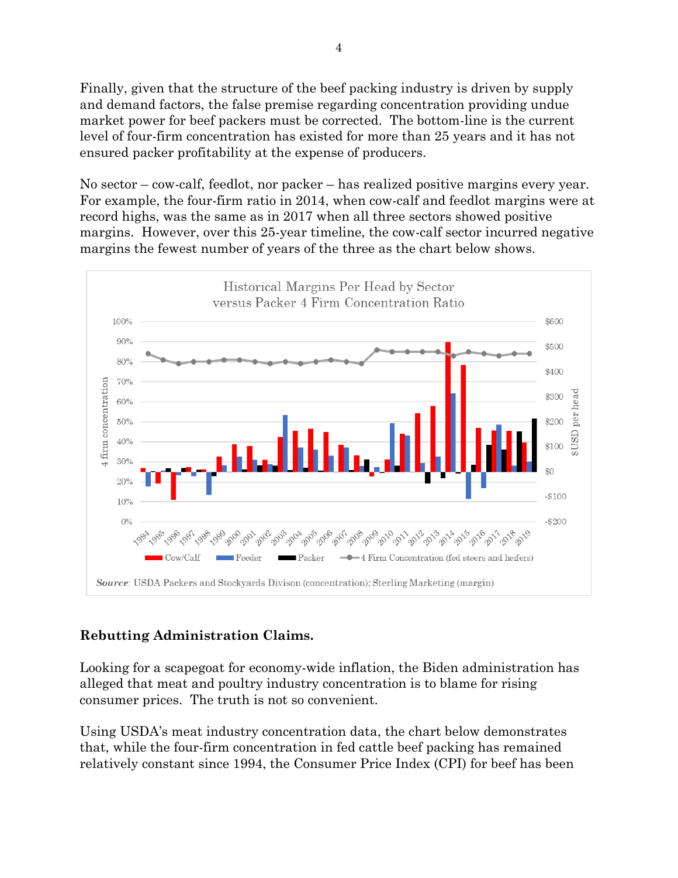Finally, given that the structure of the beef packing industry is driven by supply and demand factors, the false premise regarding concentration providing undue market power for beef packers must be corrected. The bottom-line is the current level of four-firm concentration has existed for more than 25 years and it has not ensured packer profitability at the expense of producers.

No sector – cow-calf, feedlot, nor packer – has realized positive margins every year. For example, the four-firm ratio in 2014, when cow-calf and feedlot margins were at record highs, was the same as in 2017 when all three sectors showed positive margins. However, over this 25-year timeline, the cow-calf sector incurred negative margins the fewest number of years of the three as the chart below shows.

Historical Margins Per Head by Sector versus Packer 4 Firm Concentration Ratio

*Source*: USDA Packers and Stockyards Divison (concentration); Sterling Marketing (margin)

## Rebutting Administration Claims.

Looking for a scapegoat for economy-wide inflation, the Biden administration has alleged that meat and poultry industry concentration is to blame for rising consumer prices. The truth is not so convenient.

Using USDA's meat industry concentration data, the chart below demonstrates that, while the four-firm concentration in fed cattle beef packing has remained relatively constant since 1994, the Consumer Price Index (CPI) for beef has been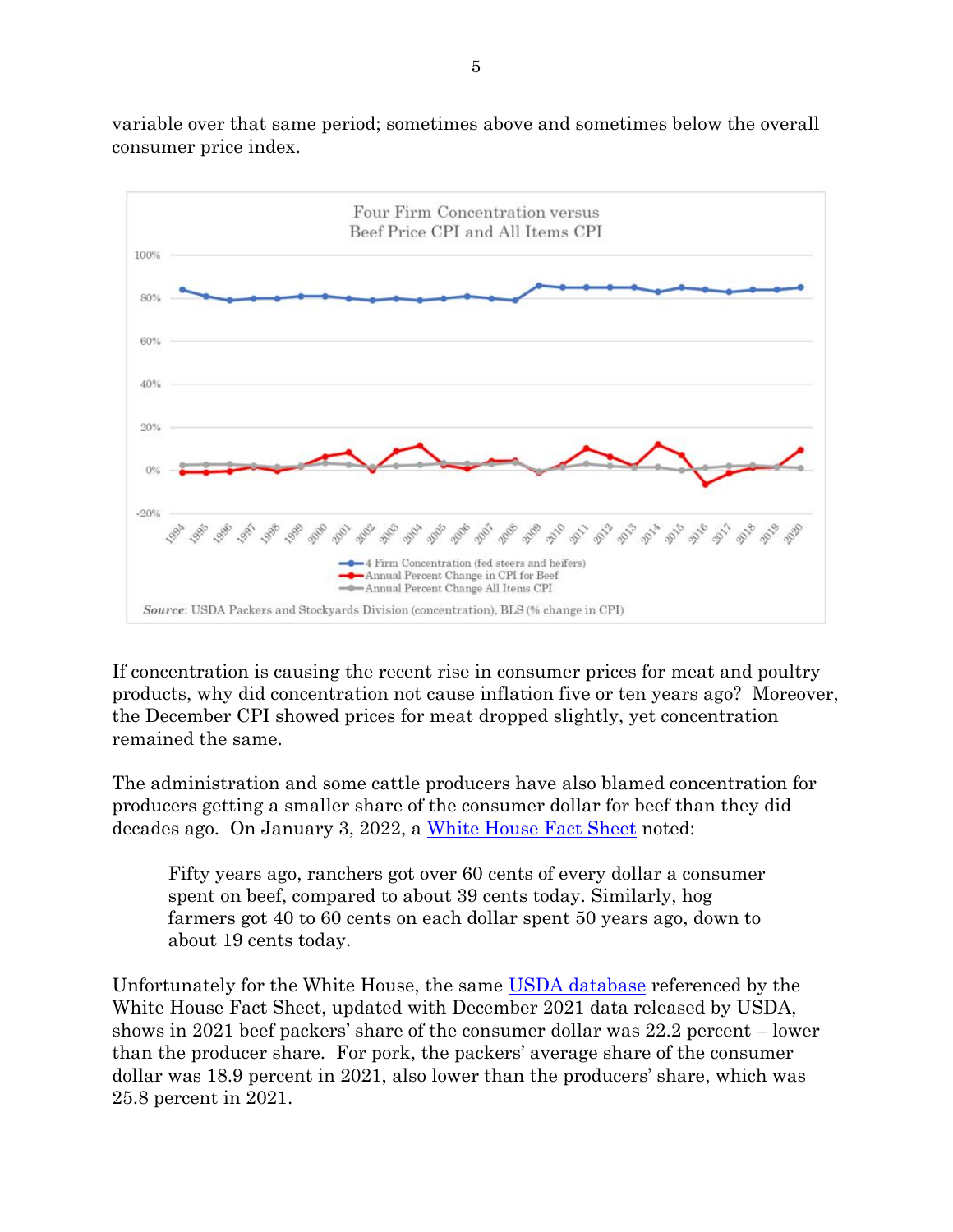variable over that same period; sometimes above and sometimes below the overall consumer price index.

Four Firm Concentration versus Beef Price CPI and All Items CPI

Source: USDA Packers and Stockyards Division (concentration), BLS (% change in CPI)

If concentration is causing the recent rise in consumer prices for meat and poultry products, why did concentration not cause inflation five or ten years ago? Moreover, the December CPI showed prices for meat dropped slightly, yet concentration remained the same.

The administration and some cattle producers have also blamed concentration for producers getting a smaller share of the consumer dollar for beef than they did decades ago. On January 3, 2022, a [White House Fact Sheet]() noted:

> Fifty years ago, ranchers got over 60 cents of every dollar a consumer spent on beef, compared to about 39 cents today. Similarly, hog farmers got 40 to 60 cents on each dollar spent 50 years ago, down to about 19 cents today.

Unfortunately for the White House, the same [USDA database]() referenced by the White House Fact Sheet, updated with December 2021 data released by USDA, shows in 2021 beef packers' share of the consumer dollar was 22.2 percent – lower than the producer share. For pork, the packers' average share of the consumer dollar was 18.9 percent in 2021, also lower than the producers' share, which was 25.8 percent in 2021.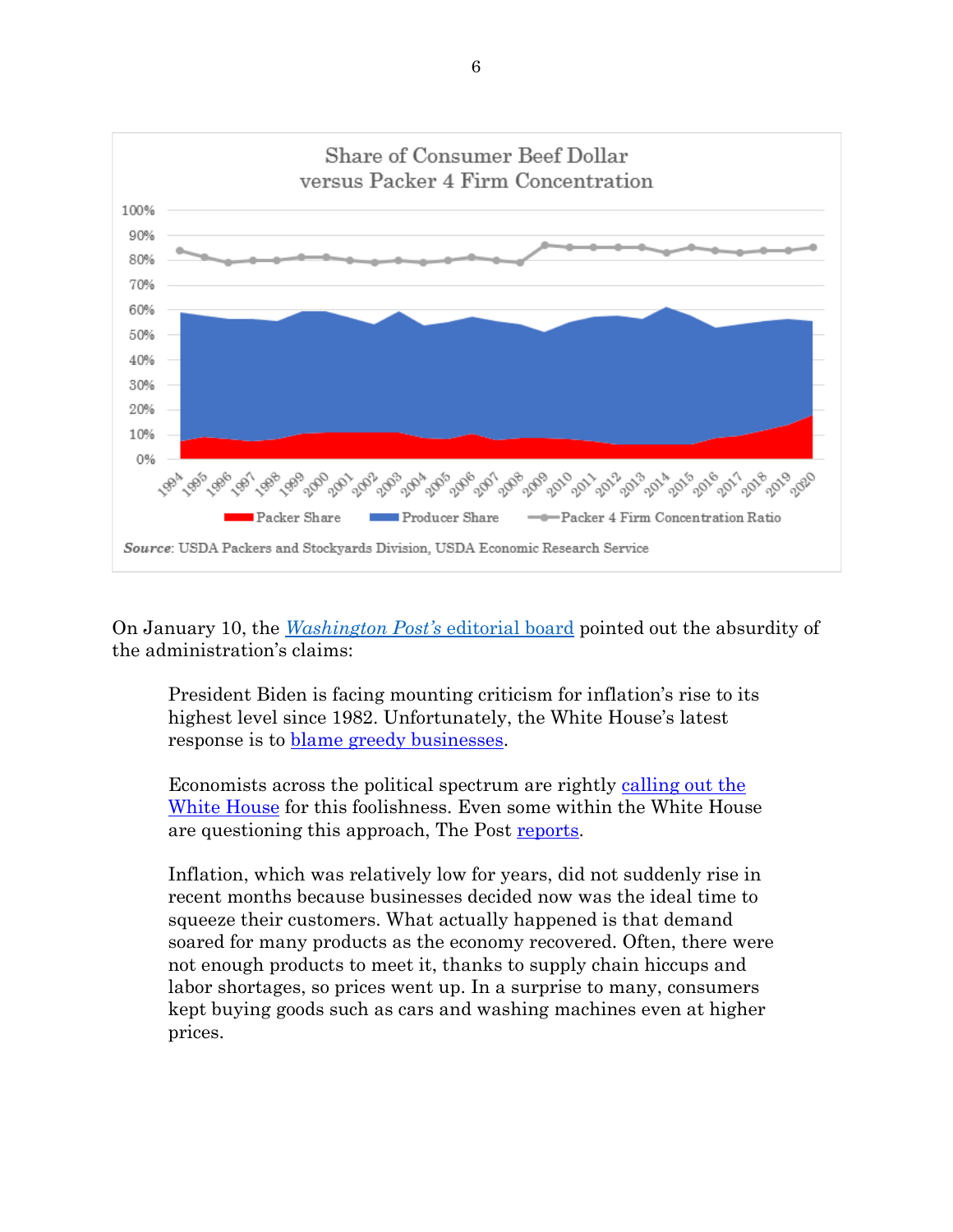**Share of Consumer Beef Dollar versus Packer 4 Firm Concentration**

Packer Share | Producer Share | Packer 4 Firm Concentration Ratio

*Source*: USDA Packers and Stockyards Division, USDA Economic Research Service

On January 10, the [*Washington Post's* editorial board]() pointed out the absurdity of the administration's claims:

> President Biden is facing mounting criticism for inflation's rise to its highest level since 1982. Unfortunately, the White House's latest response is to [blame greedy businesses]().
>
> Economists across the political spectrum are rightly [calling out the White House]() for this foolishness. Even some within the White House are questioning this approach, The Post [reports]().
>
> Inflation, which was relatively low for years, did not suddenly rise in recent months because businesses decided now was the ideal time to squeeze their customers. What actually happened is that demand soared for many products as the economy recovered. Often, there were not enough products to meet it, thanks to supply chain hiccups and labor shortages, so prices went up. In a surprise to many, consumers kept buying goods such as cars and washing machines even at higher prices.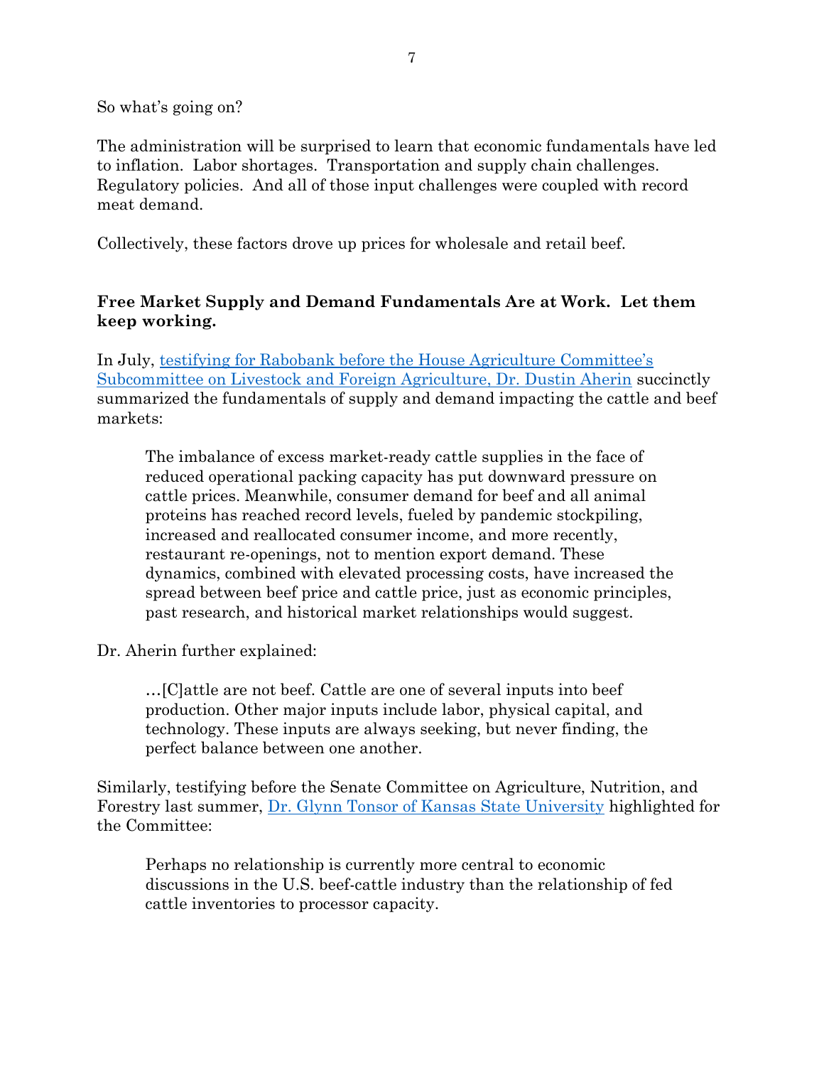So what's going on?

The administration will be surprised to learn that economic fundamentals have led to inflation. Labor shortages. Transportation and supply chain challenges. Regulatory policies. And all of those input challenges were coupled with record meat demand.

Collectively, these factors drove up prices for wholesale and retail beef.

**Free Market Supply and Demand Fundamentals Are at Work. Let them keep working.**

In July, testifying for Rabobank before the House Agriculture Committee's Subcommittee on Livestock and Foreign Agriculture, Dr. Dustin Aherin succinctly summarized the fundamentals of supply and demand impacting the cattle and beef markets:

> The imbalance of excess market-ready cattle supplies in the face of reduced operational packing capacity has put downward pressure on cattle prices. Meanwhile, consumer demand for beef and all animal proteins has reached record levels, fueled by pandemic stockpiling, increased and reallocated consumer income, and more recently, restaurant re-openings, not to mention export demand. These dynamics, combined with elevated processing costs, have increased the spread between beef price and cattle price, just as economic principles, past research, and historical market relationships would suggest.

Dr. Aherin further explained:

> …[C]attle are not beef. Cattle are one of several inputs into beef production. Other major inputs include labor, physical capital, and technology. These inputs are always seeking, but never finding, the perfect balance between one another.

Similarly, testifying before the Senate Committee on Agriculture, Nutrition, and Forestry last summer, Dr. Glynn Tonsor of Kansas State University highlighted for the Committee:

> Perhaps no relationship is currently more central to economic discussions in the U.S. beef-cattle industry than the relationship of fed cattle inventories to processor capacity.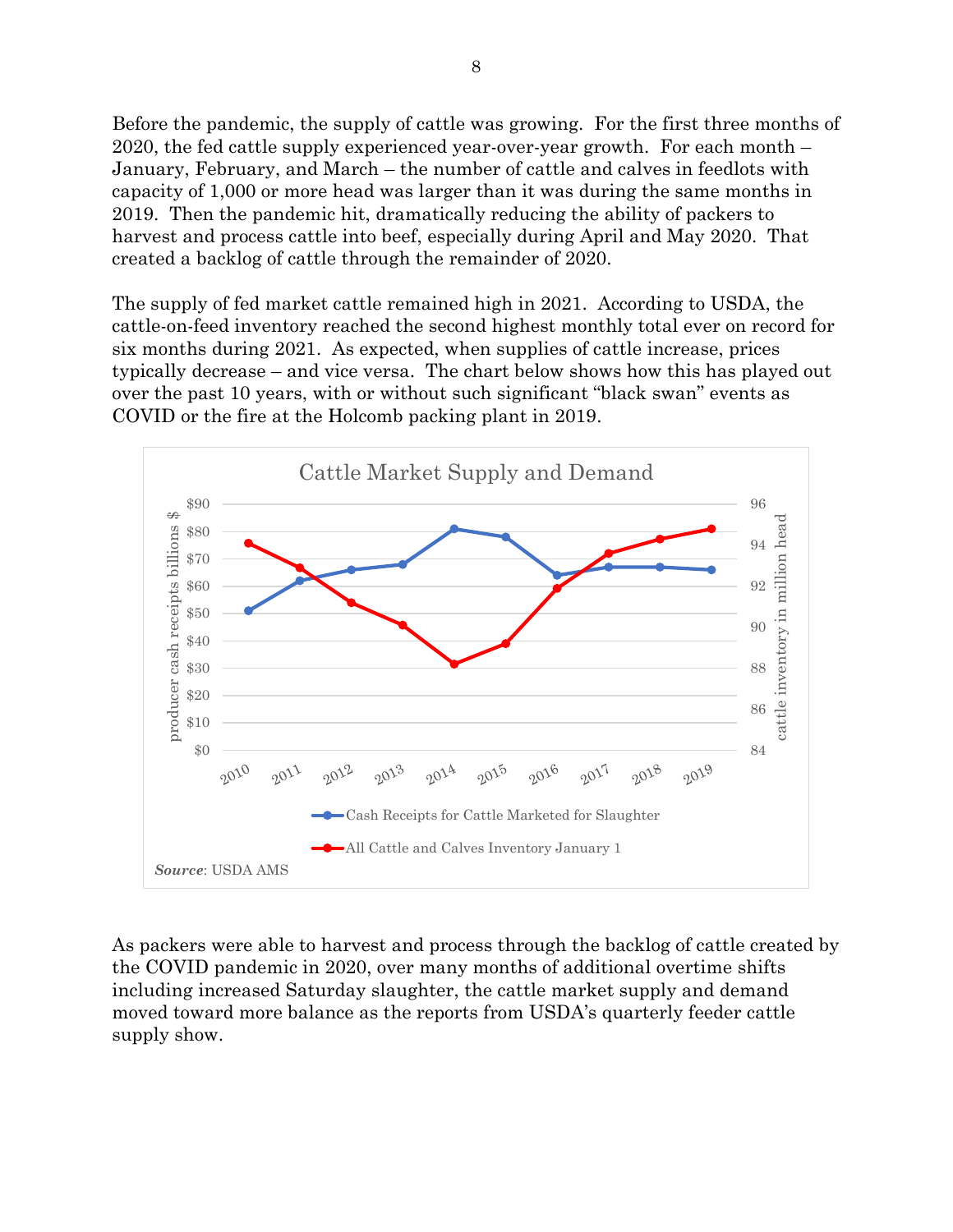Before the pandemic, the supply of cattle was growing. For the first three months of 2020, the fed cattle supply experienced year-over-year growth. For each month – January, February, and March – the number of cattle and calves in feedlots with capacity of 1,000 or more head was larger than it was during the same months in 2019. Then the pandemic hit, dramatically reducing the ability of packers to harvest and process cattle into beef, especially during April and May 2020. That created a backlog of cattle through the remainder of 2020.

The supply of fed market cattle remained high in 2021. According to USDA, the cattle-on-feed inventory reached the second highest monthly total ever on record for six months during 2021. As expected, when supplies of cattle increase, prices typically decrease – and vice versa. The chart below shows how this has played out over the past 10 years, with or without such significant "black swan" events as COVID or the fire at the Holcomb packing plant in 2019.

Cattle Market Supply and Demand

*Source*: USDA AMS

As packers were able to harvest and process through the backlog of cattle created by the COVID pandemic in 2020, over many months of additional overtime shifts including increased Saturday slaughter, the cattle market supply and demand moved toward more balance as the reports from USDA's quarterly feeder cattle supply show.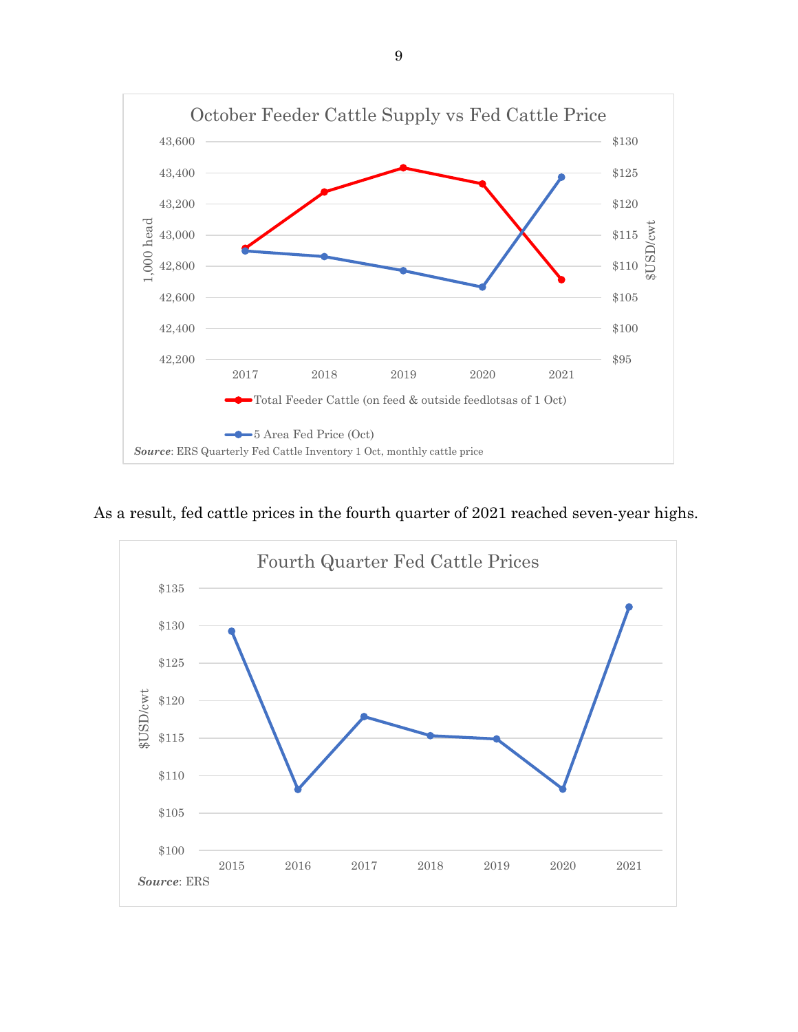**October Feeder Cattle Supply vs Fed Cattle Price**

*Source*: ERS Quarterly Fed Cattle Inventory 1 Oct, monthly cattle price

As a result, fed cattle prices in the fourth quarter of 2021 reached seven-year highs.

**Fourth Quarter Fed Cattle Prices**

*Source*: ERS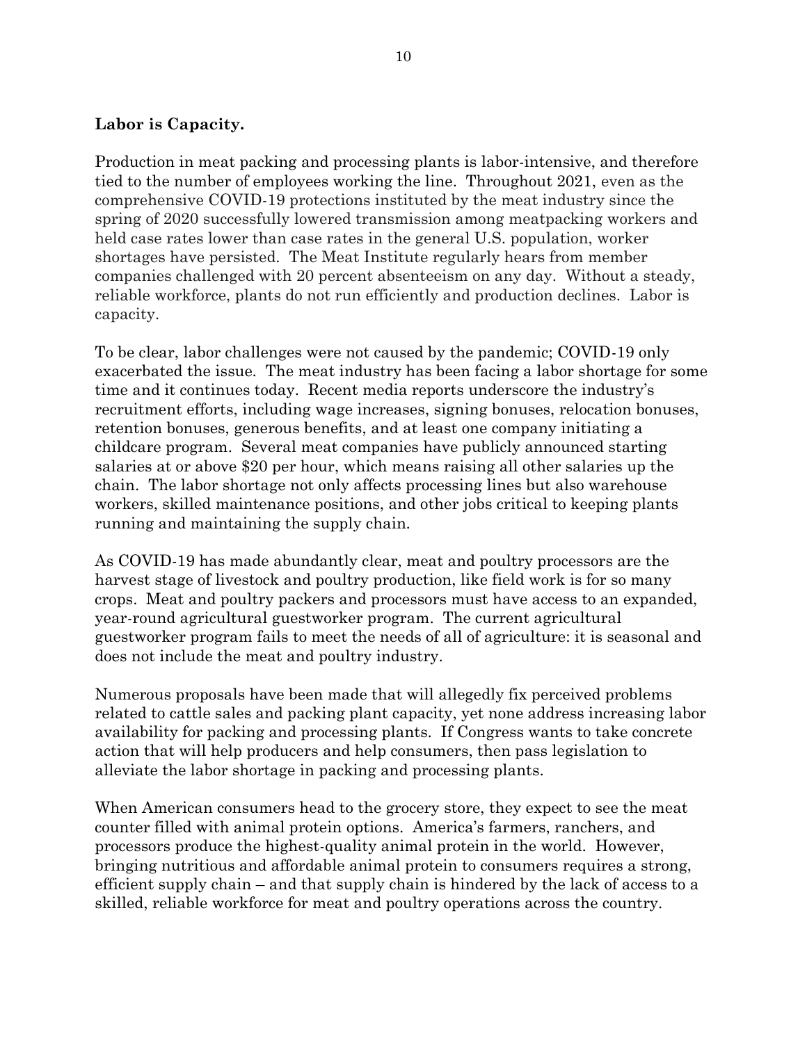**Labor is Capacity.**

Production in meat packing and processing plants is labor-intensive, and therefore tied to the number of employees working the line. Throughout 2021, even as the comprehensive COVID-19 protections instituted by the meat industry since the spring of 2020 successfully lowered transmission among meatpacking workers and held case rates lower than case rates in the general U.S. population, worker shortages have persisted. The Meat Institute regularly hears from member companies challenged with 20 percent absenteeism on any day. Without a steady, reliable workforce, plants do not run efficiently and production declines. Labor is capacity.

To be clear, labor challenges were not caused by the pandemic; COVID-19 only exacerbated the issue. The meat industry has been facing a labor shortage for some time and it continues today. Recent media reports underscore the industry's recruitment efforts, including wage increases, signing bonuses, relocation bonuses, retention bonuses, generous benefits, and at least one company initiating a childcare program. Several meat companies have publicly announced starting salaries at or above $20 per hour, which means raising all other salaries up the chain. The labor shortage not only affects processing lines but also warehouse workers, skilled maintenance positions, and other jobs critical to keeping plants running and maintaining the supply chain.

As COVID-19 has made abundantly clear, meat and poultry processors are the harvest stage of livestock and poultry production, like field work is for so many crops. Meat and poultry packers and processors must have access to an expanded, year-round agricultural guestworker program. The current agricultural guestworker program fails to meet the needs of all of agriculture: it is seasonal and does not include the meat and poultry industry.

Numerous proposals have been made that will allegedly fix perceived problems related to cattle sales and packing plant capacity, yet none address increasing labor availability for packing and processing plants. If Congress wants to take concrete action that will help producers and help consumers, then pass legislation to alleviate the labor shortage in packing and processing plants.

When American consumers head to the grocery store, they expect to see the meat counter filled with animal protein options. America's farmers, ranchers, and processors produce the highest-quality animal protein in the world. However, bringing nutritious and affordable animal protein to consumers requires a strong, efficient supply chain – and that supply chain is hindered by the lack of access to a skilled, reliable workforce for meat and poultry operations across the country.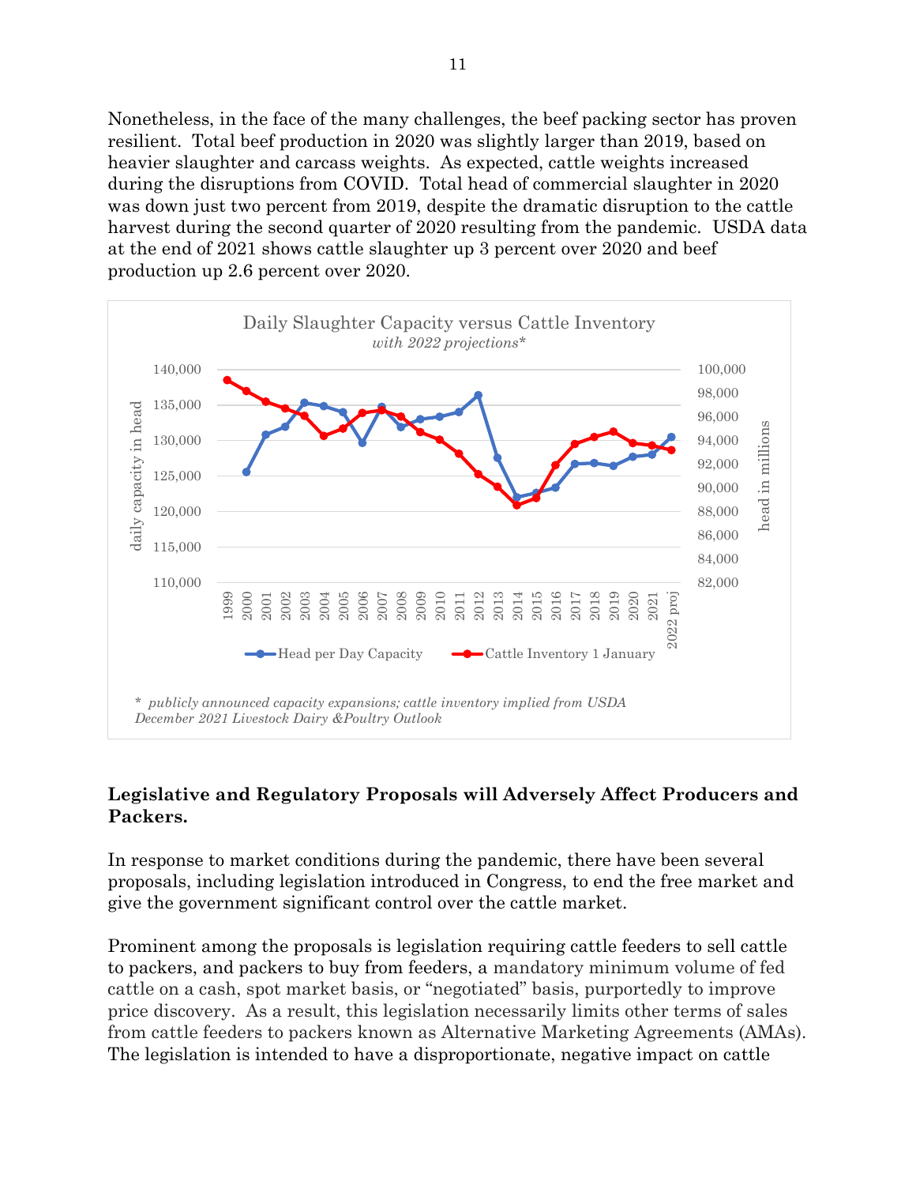Nonetheless, in the face of the many challenges, the beef packing sector has proven resilient. Total beef production in 2020 was slightly larger than 2019, based on heavier slaughter and carcass weights. As expected, cattle weights increased during the disruptions from COVID. Total head of commercial slaughter in 2020 was down just two percent from 2019, despite the dramatic disruption to the cattle harvest during the second quarter of 2020 resulting from the pandemic. USDA data at the end of 2021 shows cattle slaughter up 3 percent over 2020 and beef production up 2.6 percent over 2020.

Daily Slaughter Capacity versus Cattle Inventory
*with 2022 projections**

*\* publicly announced capacity expansions; cattle inventory implied from USDA December 2021 Livestock Dairy &Poultry Outlook*

**Legislative and Regulatory Proposals will Adversely Affect Producers and Packers.**

In response to market conditions during the pandemic, there have been several proposals, including legislation introduced in Congress, to end the free market and give the government significant control over the cattle market.

Prominent among the proposals is legislation requiring cattle feeders to sell cattle to packers, and packers to buy from feeders, a mandatory minimum volume of fed cattle on a cash, spot market basis, or "negotiated" basis, purportedly to improve price discovery. As a result, this legislation necessarily limits other terms of sales from cattle feeders to packers known as Alternative Marketing Agreements (AMAs). The legislation is intended to have a disproportionate, negative impact on cattle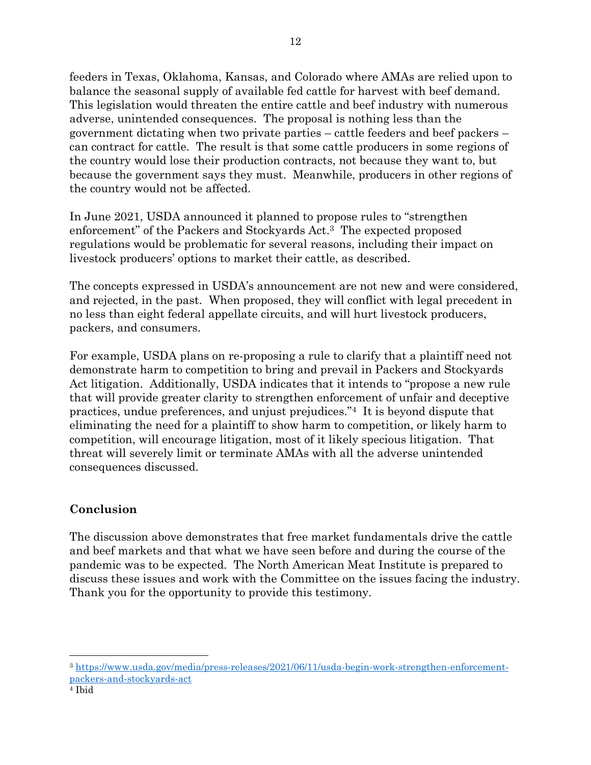feeders in Texas, Oklahoma, Kansas, and Colorado where AMAs are relied upon to balance the seasonal supply of available fed cattle for harvest with beef demand. This legislation would threaten the entire cattle and beef industry with numerous adverse, unintended consequences. The proposal is nothing less than the government dictating when two private parties – cattle feeders and beef packers – can contract for cattle. The result is that some cattle producers in some regions of the country would lose their production contracts, not because they want to, but because the government says they must. Meanwhile, producers in other regions of the country would not be affected.

In June 2021, USDA announced it planned to propose rules to "strengthen enforcement" of the Packers and Stockyards Act.[3] The expected proposed regulations would be problematic for several reasons, including their impact on livestock producers' options to market their cattle, as described.

The concepts expressed in USDA's announcement are not new and were considered, and rejected, in the past. When proposed, they will conflict with legal precedent in no less than eight federal appellate circuits, and will hurt livestock producers, packers, and consumers.

For example, USDA plans on re-proposing a rule to clarify that a plaintiff need not demonstrate harm to competition to bring and prevail in Packers and Stockyards Act litigation. Additionally, USDA indicates that it intends to "propose a new rule that will provide greater clarity to strengthen enforcement of unfair and deceptive practices, undue preferences, and unjust prejudices."[4] It is beyond dispute that eliminating the need for a plaintiff to show harm to competition, or likely harm to competition, will encourage litigation, most of it likely specious litigation. That threat will severely limit or terminate AMAs with all the adverse unintended consequences discussed.

## Conclusion

The discussion above demonstrates that free market fundamentals drive the cattle and beef markets and that what we have seen before and during the course of the pandemic was to be expected. The North American Meat Institute is prepared to discuss these issues and work with the Committee on the issues facing the industry. Thank you for the opportunity to provide this testimony.

---

[3] https://www.usda.gov/media/press-releases/2021/06/11/usda-begin-work-strengthen-enforcement-packers-and-stockyards-act

[4] Ibid